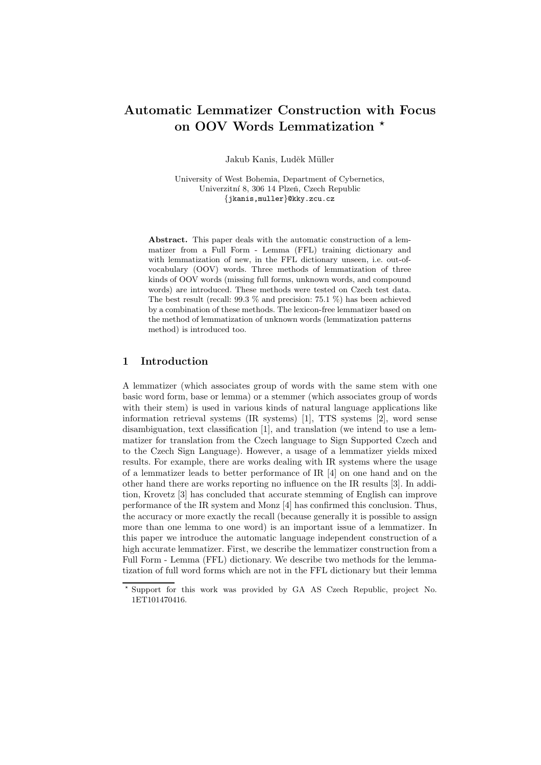# Automatic Lemmatizer Construction with Focus on OOV Words Lemmatization *

Jakub Kanis, Luděk Müller

University of West Bohemia, Department of Cybernetics, Univerzitní 8, 306 14 Plzeň, Czech Republic
{jkanis,muller}@kky.zcu.cz

**Abstract.** This paper deals with the automatic construction of a lemmatizer from a Full Form - Lemma (FFL) training dictionary and with lemmatization of new, in the FFL dictionary unseen, i.e. out-of-vocabulary (OOV) words. Three methods of lemmatization of three kinds of OOV words (missing full forms, unknown words, and compound words) are introduced. These methods were tested on Czech test data. The best result (recall: 99.3 % and precision: 75.1 %) has been achieved by a combination of these methods. The lexicon-free lemmatizer based on the method of lemmatization of unknown words (lemmatization patterns method) is introduced too.

## 1 Introduction

A lemmatizer (which associates group of words with the same stem with one basic word form, base or lemma) or a stemmer (which associates group of words with their stem) is used in various kinds of natural language applications like information retrieval systems (IR systems) [1], TTS systems [2], word sense disambiguation, text classification [1], and translation (we intend to use a lemmatizer for translation from the Czech language to Sign Supported Czech and to the Czech Sign Language). However, a usage of a lemmatizer yields mixed results. For example, there are works dealing with IR systems where the usage of a lemmatizer leads to better performance of IR [4] on one hand and on the other hand there are works reporting no influence on the IR results [3]. In addition, Krovetz [3] has concluded that accurate stemming of English can improve performance of the IR system and Monz [4] has confirmed this conclusion. Thus, the accuracy or more exactly the recall (because generally it is possible to assign more than one lemma to one word) is an important issue of a lemmatizer. In this paper we introduce the automatic language independent construction of a high accurate lemmatizer. First, we describe the lemmatizer construction from a Full Form - Lemma (FFL) dictionary. We describe two methods for the lemmatization of full word forms which are not in the FFL dictionary but their lemma

* Support for this work was provided by GA AS Czech Republic, project No. 1ET101470416.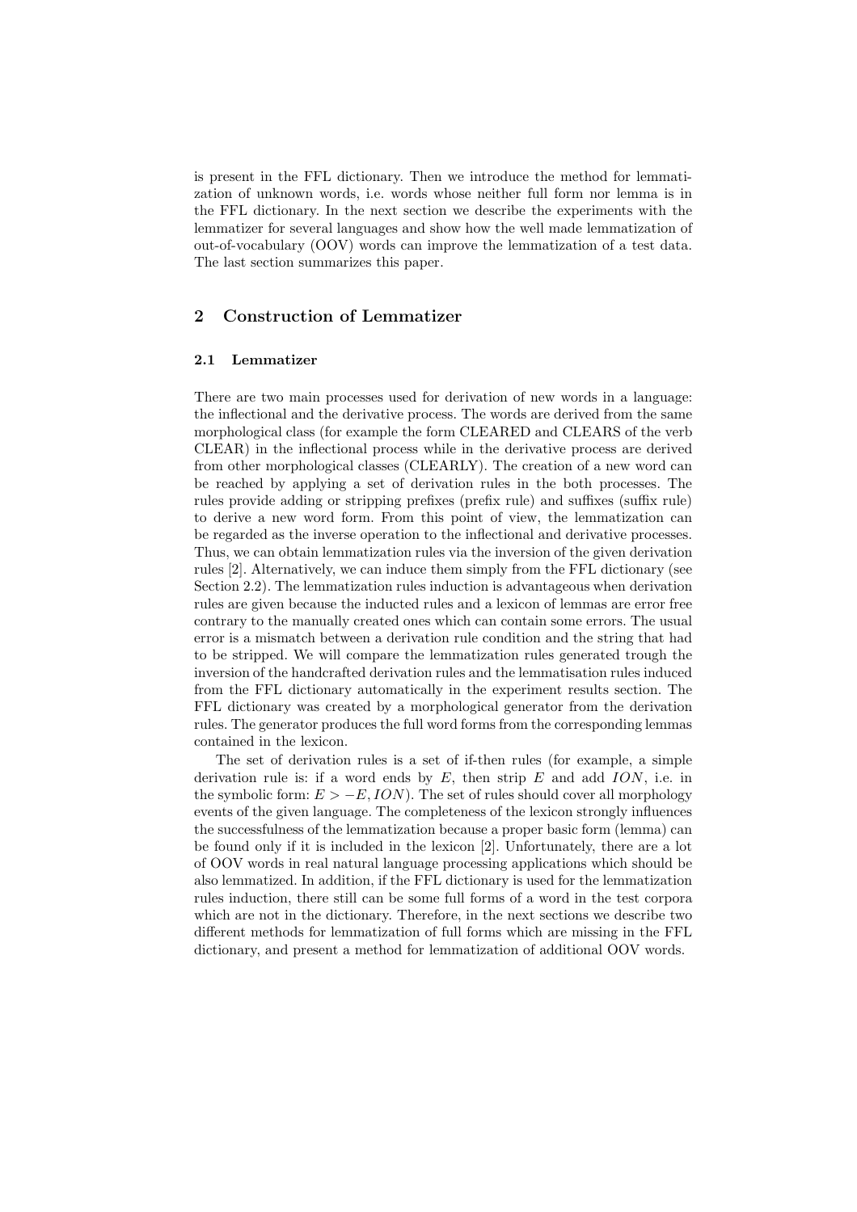is present in the FFL dictionary. Then we introduce the method for lemmatization of unknown words, i.e. words whose neither full form nor lemma is in the FFL dictionary. In the next section we describe the experiments with the lemmatizer for several languages and show how the well made lemmatization of out-of-vocabulary (OOV) words can improve the lemmatization of a test data. The last section summarizes this paper.

## 2 Construction of Lemmatizer

### 2.1 Lemmatizer

There are two main processes used for derivation of new words in a language: the inflectional and the derivative process. The words are derived from the same morphological class (for example the form CLEARED and CLEARS of the verb CLEAR) in the inflectional process while in the derivative process are derived from other morphological classes (CLEARLY). The creation of a new word can be reached by applying a set of derivation rules in the both processes. The rules provide adding or stripping prefixes (prefix rule) and suffixes (suffix rule) to derive a new word form. From this point of view, the lemmatization can be regarded as the inverse operation to the inflectional and derivative processes. Thus, we can obtain lemmatization rules via the inversion of the given derivation rules [2]. Alternatively, we can induce them simply from the FFL dictionary (see Section 2.2). The lemmatization rules induction is advantageous when derivation rules are given because the inducted rules and a lexicon of lemmas are error free contrary to the manually created ones which can contain some errors. The usual error is a mismatch between a derivation rule condition and the string that had to be stripped. We will compare the lemmatization rules generated trough the inversion of the handcrafted derivation rules and the lemmatisation rules induced from the FFL dictionary automatically in the experiment results section. The FFL dictionary was created by a morphological generator from the derivation rules. The generator produces the full word forms from the corresponding lemmas contained in the lexicon.

The set of derivation rules is a set of if-then rules (for example, a simple derivation rule is: if a word ends by $E$, then strip $E$ and add $ION$, i.e. in the symbolic form: $E > -E, ION$). The set of rules should cover all morphology events of the given language. The completeness of the lexicon strongly influences the successfulness of the lemmatization because a proper basic form (lemma) can be found only if it is included in the lexicon [2]. Unfortunately, there are a lot of OOV words in real natural language processing applications which should be also lemmatized. In addition, if the FFL dictionary is used for the lemmatization rules induction, there still can be some full forms of a word in the test corpora which are not in the dictionary. Therefore, in the next sections we describe two different methods for lemmatization of full forms which are missing in the FFL dictionary, and present a method for lemmatization of additional OOV words.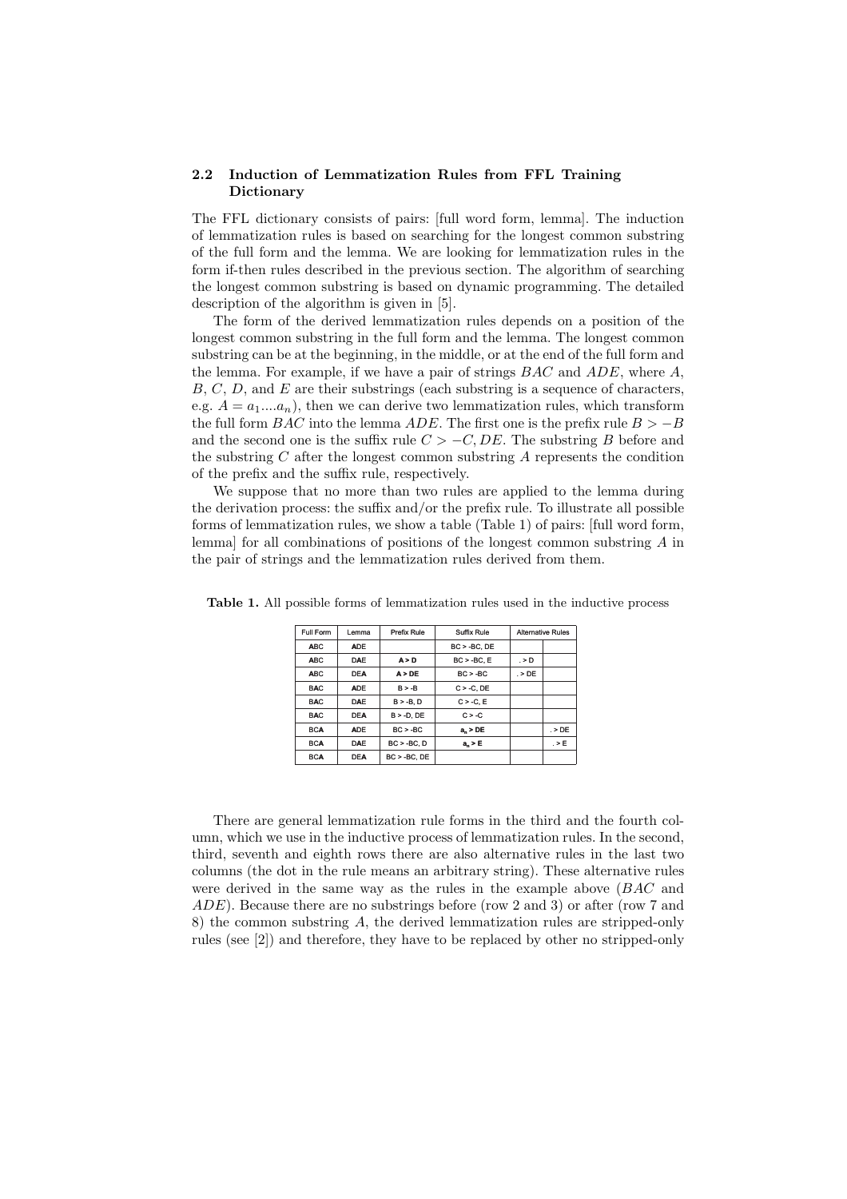### 2.2 Induction of Lemmatization Rules from FFL Training Dictionary

The FFL dictionary consists of pairs: [full word form, lemma]. The induction of lemmatization rules is based on searching for the longest common substring of the full form and the lemma. We are looking for lemmatization rules in the form if-then rules described in the previous section. The algorithm of searching the longest common substring is based on dynamic programming. The detailed description of the algorithm is given in [5].

The form of the derived lemmatization rules depends on a position of the longest common substring in the full form and the lemma. The longest common substring can be at the beginning, in the middle, or at the end of the full form and the lemma. For example, if we have a pair of strings $BAC$ and $ADE$, where $A$, $B$, $C$, $D$, and $E$ are their substrings (each substring is a sequence of characters, e.g. $A = a_1....a_n$), then we can derive two lemmatization rules, which transform the full form $BAC$ into the lemma $ADE$. The first one is the prefix rule $B > -B$ and the second one is the suffix rule $C > -C, DE$. The substring $B$ before and the substring $C$ after the longest common substring $A$ represents the condition of the prefix and the suffix rule, respectively.

We suppose that no more than two rules are applied to the lemma during the derivation process: the suffix and/or the prefix rule. To illustrate all possible forms of lemmatization rules, we show a table (Table 1) of pairs: [full word form, lemma] for all combinations of positions of the longest common substring $A$ in the pair of strings and the lemmatization rules derived from them.

**Table 1.** All possible forms of lemmatization rules used in the inductive process

| Full Form | Lemma | Prefix Rule | Suffix Rule | Alternative Rules | |
|---|---|---|---|---|---|
| **A**BC | **A**DE | | BC > -BC, DE | | |
| **A**BC | D**A**E | **A > D** | BC > -BC, E | . > D | |
| **A**BC | DE**A** | **A > DE** | BC > -BC | . > DE | |
| B**A**C | **A**DE | B > -B | C > -C, DE | | |
| B**A**C | D**A**E | B > -B, D | C > -C, E | | |
| B**A**C | DE**A** | B > -D, DE | C > -C | | |
| BC**A** | **A**DE | BC > -BC | **$a_n$ > DE** | | . > DE |
| BC**A** | D**A**E | BC > -BC, D | **$a_n$ > E** | | . > E |
| BC**A** | DE**A** | BC > -BC, DE | | | |

There are general lemmatization rule forms in the third and the fourth column, which we use in the inductive process of lemmatization rules. In the second, third, seventh and eighth rows there are also alternative rules in the last two columns (the dot in the rule means an arbitrary string). These alternative rules were derived in the same way as the rules in the example above ($BAC$ and $ADE$). Because there are no substrings before (row 2 and 3) or after (row 7 and 8) the common substring $A$, the derived lemmatization rules are stripped-only rules (see [2]) and therefore, they have to be replaced by other no stripped-only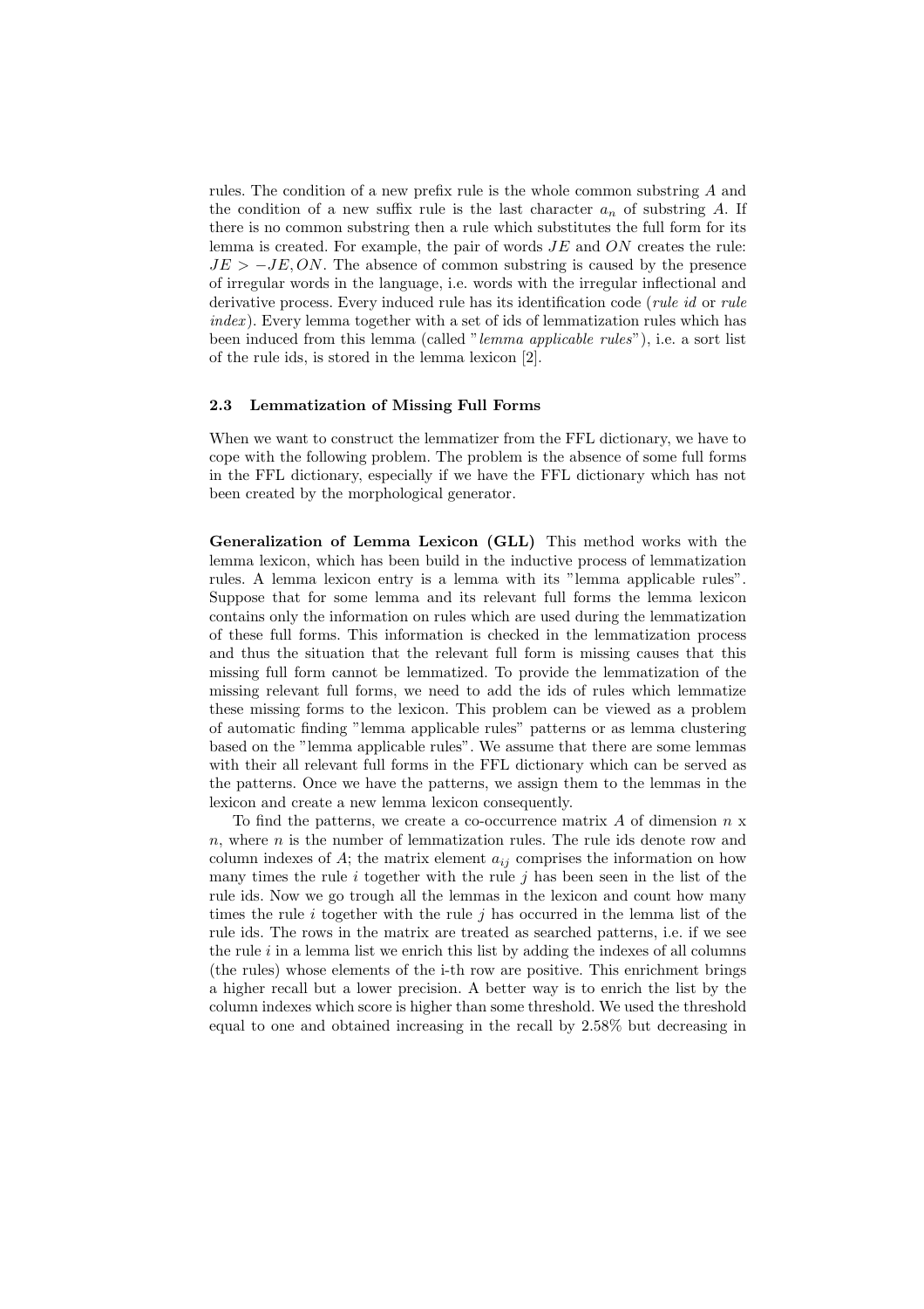rules. The condition of a new prefix rule is the whole common substring $A$ and the condition of a new suffix rule is the last character $a_n$ of substring $A$. If there is no common substring then a rule which substitutes the full form for its lemma is created. For example, the pair of words $JE$ and $ON$ creates the rule: $JE > -JE, ON$. The absence of common substring is caused by the presence of irregular words in the language, i.e. words with the irregular inflectional and derivative process. Every induced rule has its identification code (*rule id* or *rule index*). Every lemma together with a set of ids of lemmatization rules which has been induced from this lemma (called "*lemma applicable rules*"), i.e. a sort list of the rule ids, is stored in the lemma lexicon [2].

### 2.3 Lemmatization of Missing Full Forms

When we want to construct the lemmatizer from the FFL dictionary, we have to cope with the following problem. The problem is the absence of some full forms in the FFL dictionary, especially if we have the FFL dictionary which has not been created by the morphological generator.

**Generalization of Lemma Lexicon (GLL)** This method works with the lemma lexicon, which has been build in the inductive process of lemmatization rules. A lemma lexicon entry is a lemma with its "lemma applicable rules". Suppose that for some lemma and its relevant full forms the lemma lexicon contains only the information on rules which are used during the lemmatization of these full forms. This information is checked in the lemmatization process and thus the situation that the relevant full form is missing causes that this missing full form cannot be lemmatized. To provide the lemmatization of the missing relevant full forms, we need to add the ids of rules which lemmatize these missing forms to the lexicon. This problem can be viewed as a problem of automatic finding "lemma applicable rules" patterns or as lemma clustering based on the "lemma applicable rules". We assume that there are some lemmas with their all relevant full forms in the FFL dictionary which can be served as the patterns. Once we have the patterns, we assign them to the lemmas in the lexicon and create a new lemma lexicon consequently.

To find the patterns, we create a co-occurrence matrix $A$ of dimension $n$ x $n$, where $n$ is the number of lemmatization rules. The rule ids denote row and column indexes of $A$; the matrix element $a_{ij}$ comprises the information on how many times the rule $i$ together with the rule $j$ has been seen in the list of the rule ids. Now we go trough all the lemmas in the lexicon and count how many times the rule $i$ together with the rule $j$ has occurred in the lemma list of the rule ids. The rows in the matrix are treated as searched patterns, i.e. if we see the rule $i$ in a lemma list we enrich this list by adding the indexes of all columns (the rules) whose elements of the i-th row are positive. This enrichment brings a higher recall but a lower precision. A better way is to enrich the list by the column indexes which score is higher than some threshold. We used the threshold equal to one and obtained increasing in the recall by 2.58% but decreasing in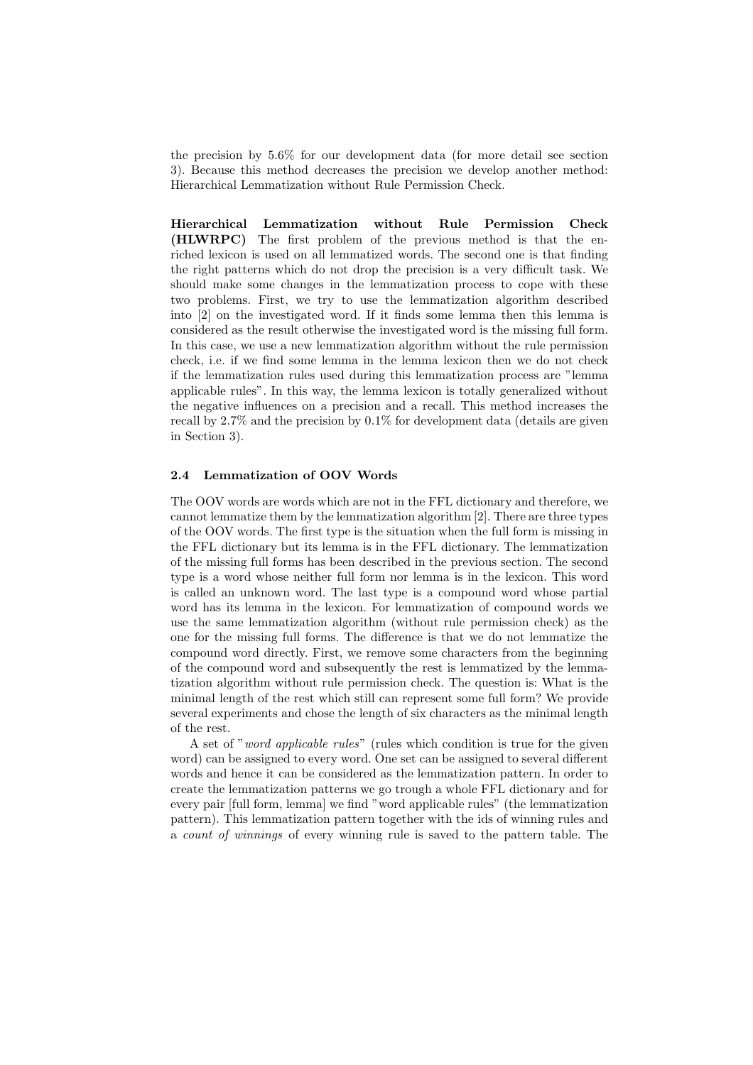the precision by 5.6% for our development data (for more detail see section 3). Because this method decreases the precision we develop another method: Hierarchical Lemmatization without Rule Permission Check.

**Hierarchical Lemmatization without Rule Permission Check (HLWRPC)** The first problem of the previous method is that the enriched lexicon is used on all lemmatized words. The second one is that finding the right patterns which do not drop the precision is a very difficult task. We should make some changes in the lemmatization process to cope with these two problems. First, we try to use the lemmatization algorithm described into [2] on the investigated word. If it finds some lemma then this lemma is considered as the result otherwise the investigated word is the missing full form. In this case, we use a new lemmatization algorithm without the rule permission check, i.e. if we find some lemma in the lemma lexicon then we do not check if the lemmatization rules used during this lemmatization process are "lemma applicable rules". In this way, the lemma lexicon is totally generalized without the negative influences on a precision and a recall. This method increases the recall by 2.7% and the precision by 0.1% for development data (details are given in Section 3).

### 2.4 Lemmatization of OOV Words

The OOV words are words which are not in the FFL dictionary and therefore, we cannot lemmatize them by the lemmatization algorithm [2]. There are three types of the OOV words. The first type is the situation when the full form is missing in the FFL dictionary but its lemma is in the FFL dictionary. The lemmatization of the missing full forms has been described in the previous section. The second type is a word whose neither full form nor lemma is in the lexicon. This word is called an unknown word. The last type is a compound word whose partial word has its lemma in the lexicon. For lemmatization of compound words we use the same lemmatization algorithm (without rule permission check) as the one for the missing full forms. The difference is that we do not lemmatize the compound word directly. First, we remove some characters from the beginning of the compound word and subsequently the rest is lemmatized by the lemmatization algorithm without rule permission check. The question is: What is the minimal length of the rest which still can represent some full form? We provide several experiments and chose the length of six characters as the minimal length of the rest.

A set of "*word applicable rules*" (rules which condition is true for the given word) can be assigned to every word. One set can be assigned to several different words and hence it can be considered as the lemmatization pattern. In order to create the lemmatization patterns we go trough a whole FFL dictionary and for every pair [full form, lemma] we find "word applicable rules" (the lemmatization pattern). This lemmatization pattern together with the ids of winning rules and a *count of winnings* of every winning rule is saved to the pattern table. The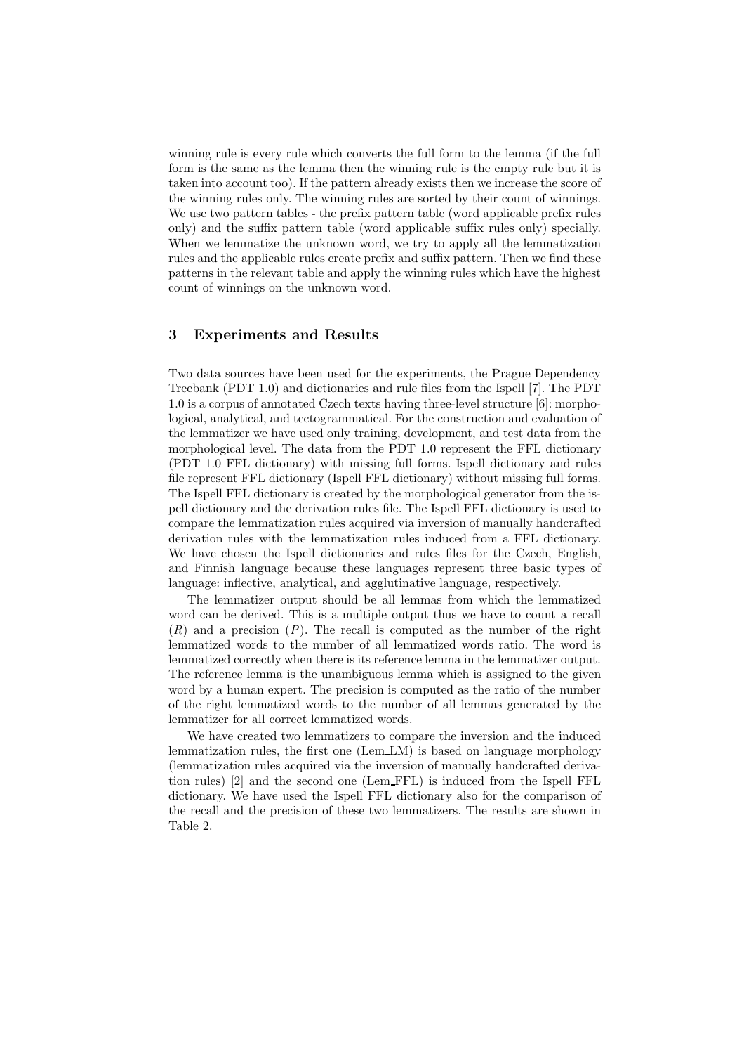winning rule is every rule which converts the full form to the lemma (if the full form is the same as the lemma then the winning rule is the empty rule but it is taken into account too). If the pattern already exists then we increase the score of the winning rules only. The winning rules are sorted by their count of winnings. We use two pattern tables - the prefix pattern table (word applicable prefix rules only) and the suffix pattern table (word applicable suffix rules only) specially. When we lemmatize the unknown word, we try to apply all the lemmatization rules and the applicable rules create prefix and suffix pattern. Then we find these patterns in the relevant table and apply the winning rules which have the highest count of winnings on the unknown word.

## 3 Experiments and Results

Two data sources have been used for the experiments, the Prague Dependency Treebank (PDT 1.0) and dictionaries and rule files from the Ispell [7]. The PDT 1.0 is a corpus of annotated Czech texts having three-level structure [6]: morphological, analytical, and tectogrammatical. For the construction and evaluation of the lemmatizer we have used only training, development, and test data from the morphological level. The data from the PDT 1.0 represent the FFL dictionary (PDT 1.0 FFL dictionary) with missing full forms. Ispell dictionary and rules file represent FFL dictionary (Ispell FFL dictionary) without missing full forms. The Ispell FFL dictionary is created by the morphological generator from the ispell dictionary and the derivation rules file. The Ispell FFL dictionary is used to compare the lemmatization rules acquired via inversion of manually handcrafted derivation rules with the lemmatization rules induced from a FFL dictionary. We have chosen the Ispell dictionaries and rules files for the Czech, English, and Finnish language because these languages represent three basic types of language: inflective, analytical, and agglutinative language, respectively.

The lemmatizer output should be all lemmas from which the lemmatized word can be derived. This is a multiple output thus we have to count a recall ($R$) and a precision ($P$). The recall is computed as the number of the right lemmatized words to the number of all lemmatized words ratio. The word is lemmatized correctly when there is its reference lemma in the lemmatizer output. The reference lemma is the unambiguous lemma which is assigned to the given word by a human expert. The precision is computed as the ratio of the number of the right lemmatized words to the number of all lemmas generated by the lemmatizer for all correct lemmatized words.

We have created two lemmatizers to compare the inversion and the induced lemmatization rules, the first one (Lem_LM) is based on language morphology (lemmatization rules acquired via the inversion of manually handcrafted derivation rules) [2] and the second one (Lem_FFL) is induced from the Ispell FFL dictionary. We have used the Ispell FFL dictionary also for the comparison of the recall and the precision of these two lemmatizers. The results are shown in Table 2.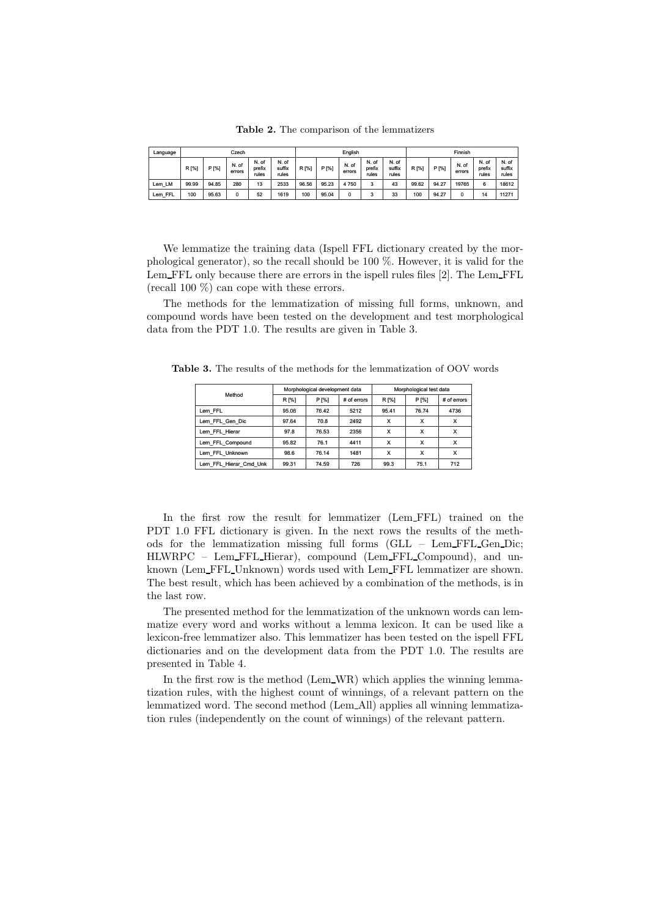**Table 2.** The comparison of the lemmatizers

| Language | Czech | | | | | English | | | | | Finnish | | | | |
|---|---|---|---|---|---|---|---|---|---|---|---|---|---|---|---|
| | R [%] | P [%] | N. of errors | N. of prefix rules | N. of suffix rules | R [%] | P [%] | N. of errors | N. of prefix rules | N. of suffix rules | R [%] | P [%] | N. of errors | N. of prefix rules | N. of suffix rules |
| Lem_LM | 99.99 | 94.85 | 280 | 13 | 2533 | 96.56 | 95.23 | 4 750 | 3 | 43 | 99.62 | 94.27 | 19765 | 6 | 18612 |
| Lem_FFL | 100 | 95.63 | 0 | 52 | 1619 | 100 | 95.04 | 0 | 3 | 33 | 100 | 94.27 | 0 | 14 | 11271 |

We lemmatize the training data (Ispell FFL dictionary created by the morphological generator), so the recall should be 100 %. However, it is valid for the Lem_FFL only because there are errors in the ispell rules files [2]. The Lem_FFL (recall 100 %) can cope with these errors.

The methods for the lemmatization of missing full forms, unknown, and compound words have been tested on the development and test morphological data from the PDT 1.0. The results are given in Table 3.

**Table 3.** The results of the methods for the lemmatization of OOV words

| Method | Morphological development data | | | Morphological test data | | |
|---|---|---|---|---|---|---|
| | R [%] | P [%] | # of errors | R [%] | P [%] | # of errors |
| Lem_FFL | 95.06 | 76.42 | 5212 | 95.41 | 76.74 | 4736 |
| Lem_FFL_Gen_Dic | 97.64 | 70.8 | 2492 | X | X | X |
| Lem_FFL_Hierar | 97.8 | 76.53 | 2356 | X | X | X |
| Lem_FFL_Compound | 95.82 | 76.1 | 4411 | X | X | X |
| Lem_FFL_Unknown | 98.6 | 76.14 | 1481 | X | X | X |
| Lem_FFL_Hierar_Cmd_Unk | 99.31 | 74.59 | 726 | 99.3 | 75.1 | 712 |

In the first row the result for lemmatizer (Lem_FFL) trained on the PDT 1.0 FFL dictionary is given. In the next rows the results of the methods for the lemmatization missing full forms (GLL – Lem_FFL_Gen_Dic; HLWRPC – Lem_FFL_Hierar), compound (Lem_FFL_Compound), and unknown (Lem_FFL_Unknown) words used with Lem_FFL lemmatizer are shown. The best result, which has been achieved by a combination of the methods, is in the last row.

The presented method for the lemmatization of the unknown words can lemmatize every word and works without a lemma lexicon. It can be used like a lexicon-free lemmatizer also. This lemmatizer has been tested on the ispell FFL dictionaries and on the development data from the PDT 1.0. The results are presented in Table 4.

In the first row is the method (Lem_WR) which applies the winning lemmatization rules, with the highest count of winnings, of a relevant pattern on the lemmatized word. The second method (Lem_All) applies all winning lemmatization rules (independently on the count of winnings) of the relevant pattern.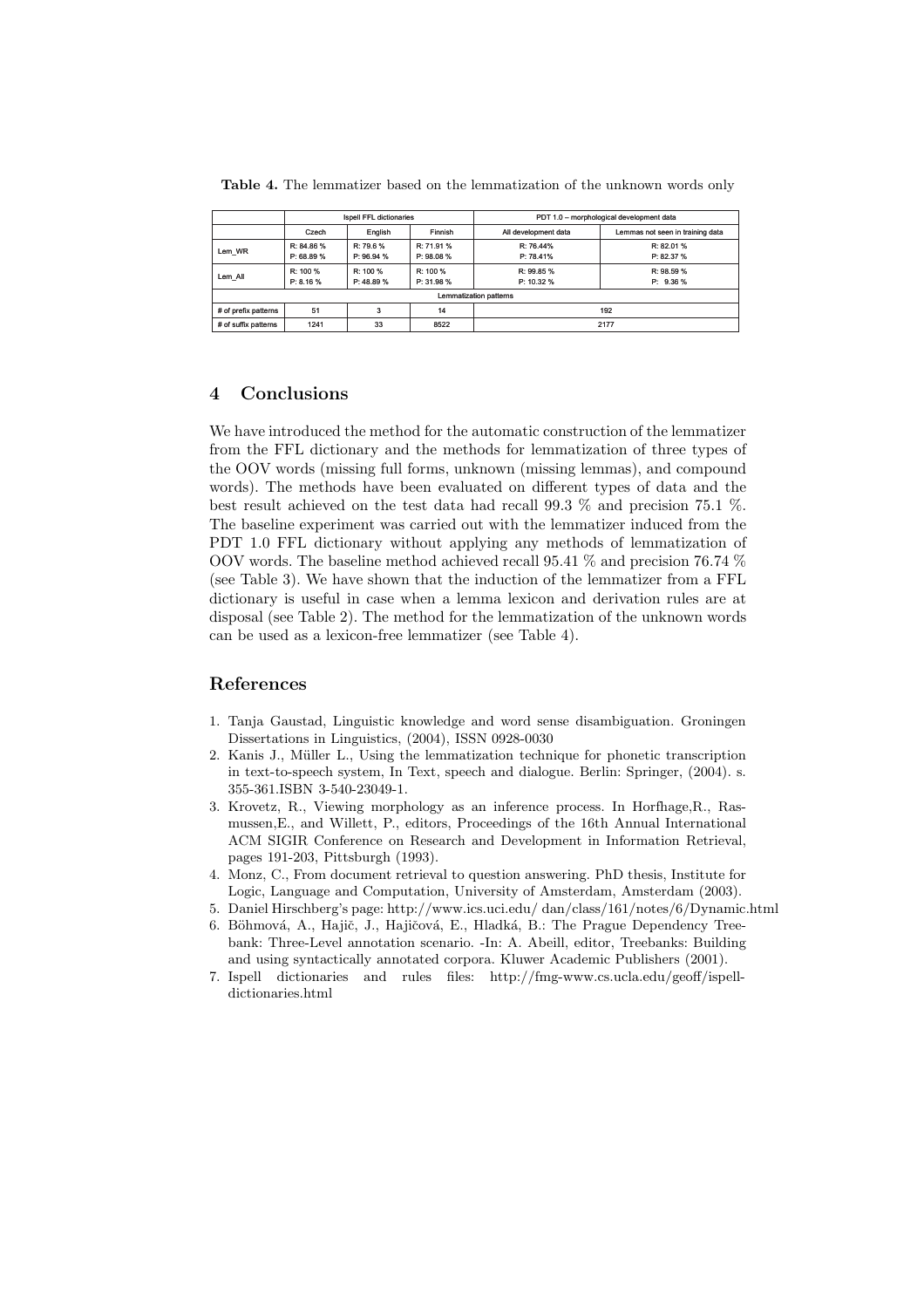**Table 4.** The lemmatizer based on the lemmatization of the unknown words only

| | Ispell FFL dictionaries | | | PDT 1.0 – morphological development data | |
|---|---|---|---|---|---|
| | Czech | English | Finnish | All development data | Lemmas not seen in training data |
| Lem_WR | R: 84.86 %<br>P: 68.89 % | R: 79.6 %<br>P: 96.94 % | R: 71.91 %<br>P: 98.08 % | R: 76.44%<br>P: 78.41% | R: 82.01 %<br>P: 82.37 % |
| Lem_All | R: 100 %<br>P: 8.16 % | R: 100 %<br>P: 48.89 % | R: 100 %<br>P: 31.98 % | R: 99.85 %<br>P: 10.32 % | R: 98.59 %<br>P: 9.36 % |
| Lemmatization patterns | | | | | |
| # of prefix patterns | 51 | 3 | 14 | 192 | |
| # of suffix patterns | 1241 | 33 | 8522 | 2177 | |

## 4 Conclusions

We have introduced the method for the automatic construction of the lemmatizer from the FFL dictionary and the methods for lemmatization of three types of the OOV words (missing full forms, unknown (missing lemmas), and compound words). The methods have been evaluated on different types of data and the best result achieved on the test data had recall 99.3 % and precision 75.1 %. The baseline experiment was carried out with the lemmatizer induced from the PDT 1.0 FFL dictionary without applying any methods of lemmatization of OOV words. The baseline method achieved recall 95.41 % and precision 76.74 % (see Table 3). We have shown that the induction of the lemmatizer from a FFL dictionary is useful in case when a lemma lexicon and derivation rules are at disposal (see Table 2). The method for the lemmatization of the unknown words can be used as a lexicon-free lemmatizer (see Table 4).

## References

1. Tanja Gaustad, Linguistic knowledge and word sense disambiguation. Groningen Dissertations in Linguistics, (2004), ISSN 0928-0030
2. Kanis J., Müller L., Using the lemmatization technique for phonetic transcription in text-to-speech system, In Text, speech and dialogue. Berlin: Springer, (2004). s. 355-361.ISBN 3-540-23049-1.
3. Krovetz, R., Viewing morphology as an inference process. In Horfhage,R., Rasmussen,E., and Willett, P., editors, Proceedings of the 16th Annual International ACM SIGIR Conference on Research and Development in Information Retrieval, pages 191-203, Pittsburgh (1993).
4. Monz, C., From document retrieval to question answering. PhD thesis, Institute for Logic, Language and Computation, University of Amsterdam, Amsterdam (2003).
5. Daniel Hirschberg's page: http://www.ics.uci.edu/ dan/class/161/notes/6/Dynamic.html
6. Böhmová, A., Hajič, J., Hajičová, E., Hladká, B.: The Prague Dependency Treebank: Three-Level annotation scenario. -In: A. Abeill, editor, Treebanks: Building and using syntactically annotated corpora. Kluwer Academic Publishers (2001).
7. Ispell dictionaries and rules files: http://fmg-www.cs.ucla.edu/geoff/ispell-dictionaries.html